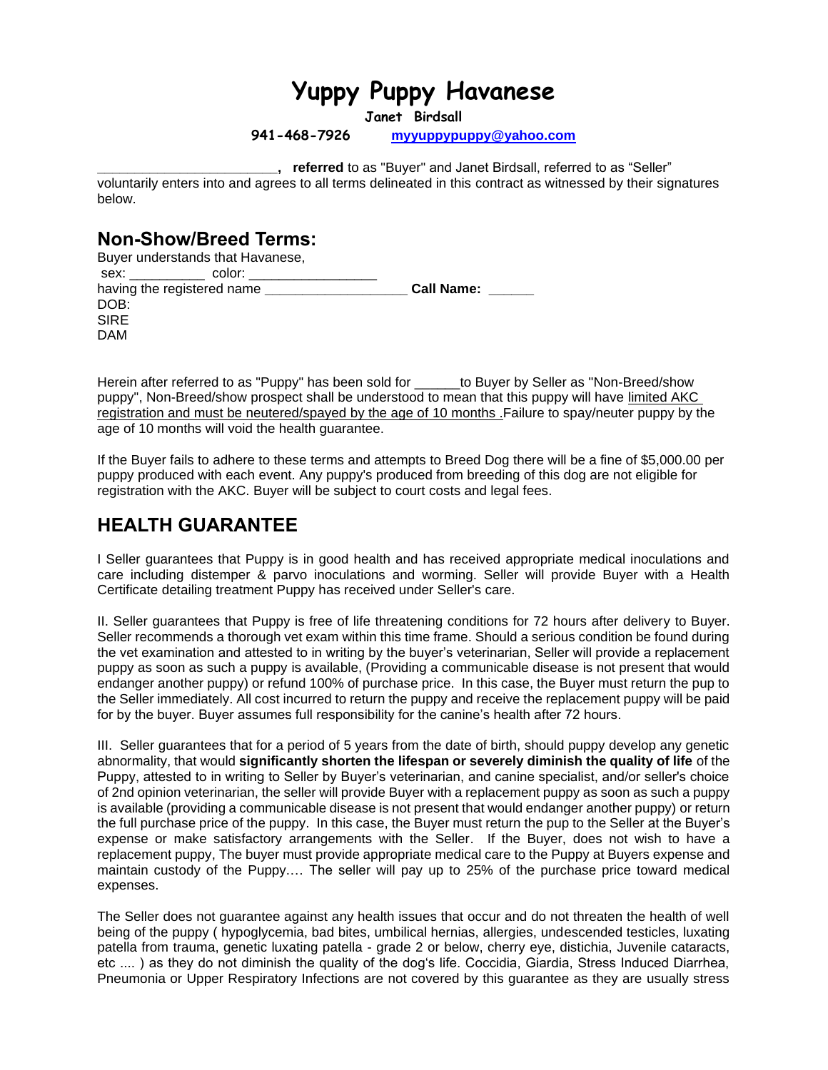# Yuppy Puppy Havanese

**Janet Birdsall**

**941-468-7926** [myyuppypuppy@yahoo.com](mailto:myyuppypuppy@yahoo.com)

**________________________, referred** to as "Buyer" and Janet Birdsall, referred to as "Seller" voluntarily enters into and agrees to all terms delineated in this contract as witnessed by their signatures below.

## Non-Show/Breed Terms:

Buyer understands that Havanese,
sex: __________ color: _________________
having the registered name ___________________ **Call Name: ______**
DOB:
SIRE
DAM

Herein after referred to as "Puppy" has been sold for ______to Buyer by Seller as "Non-Breed/show puppy", Non-Breed/show prospect shall be understood to mean that this puppy will have limited AKC registration and must be neutered/spayed by the age of 10 months .Failure to spay/neuter puppy by the age of 10 months will void the health guarantee.

If the Buyer fails to adhere to these terms and attempts to Breed Dog there will be a fine of $5,000.00 per puppy produced with each event. Any puppy's produced from breeding of this dog are not eligible for registration with the AKC. Buyer will be subject to court costs and legal fees.

## HEALTH GUARANTEE

I Seller guarantees that Puppy is in good health and has received appropriate medical inoculations and care including distemper & parvo inoculations and worming. Seller will provide Buyer with a Health Certificate detailing treatment Puppy has received under Seller's care.

II. Seller guarantees that Puppy is free of life threatening conditions for 72 hours after delivery to Buyer. Seller recommends a thorough vet exam within this time frame. Should a serious condition be found during the vet examination and attested to in writing by the buyer's veterinarian, Seller will provide a replacement puppy as soon as such a puppy is available, (Providing a communicable disease is not present that would endanger another puppy) or refund 100% of purchase price. In this case, the Buyer must return the pup to the Seller immediately. All cost incurred to return the puppy and receive the replacement puppy will be paid for by the buyer. Buyer assumes full responsibility for the canine's health after 72 hours.

III. Seller guarantees that for a period of 5 years from the date of birth, should puppy develop any genetic abnormality, that would **significantly shorten the lifespan or severely diminish the quality of life** of the Puppy, attested to in writing to Seller by Buyer's veterinarian, and canine specialist, and/or seller's choice of 2nd opinion veterinarian, the seller will provide Buyer with a replacement puppy as soon as such a puppy is available (providing a communicable disease is not present that would endanger another puppy) or return the full purchase price of the puppy. In this case, the Buyer must return the pup to the Seller at the Buyer's expense or make satisfactory arrangements with the Seller. If the Buyer, does not wish to have a replacement puppy, The buyer must provide appropriate medical care to the Puppy at Buyers expense and maintain custody of the Puppy…. The seller will pay up to 25% of the purchase price toward medical expenses.

The Seller does not guarantee against any health issues that occur and do not threaten the health of well being of the puppy ( hypoglycemia, bad bites, umbilical hernias, allergies, undescended testicles, luxating patella from trauma, genetic luxating patella - grade 2 or below, cherry eye, distichia, Juvenile cataracts, etc .... ) as they do not diminish the quality of the dog's life. Coccidia, Giardia, Stress Induced Diarrhea, Pneumonia or Upper Respiratory Infections are not covered by this guarantee as they are usually stress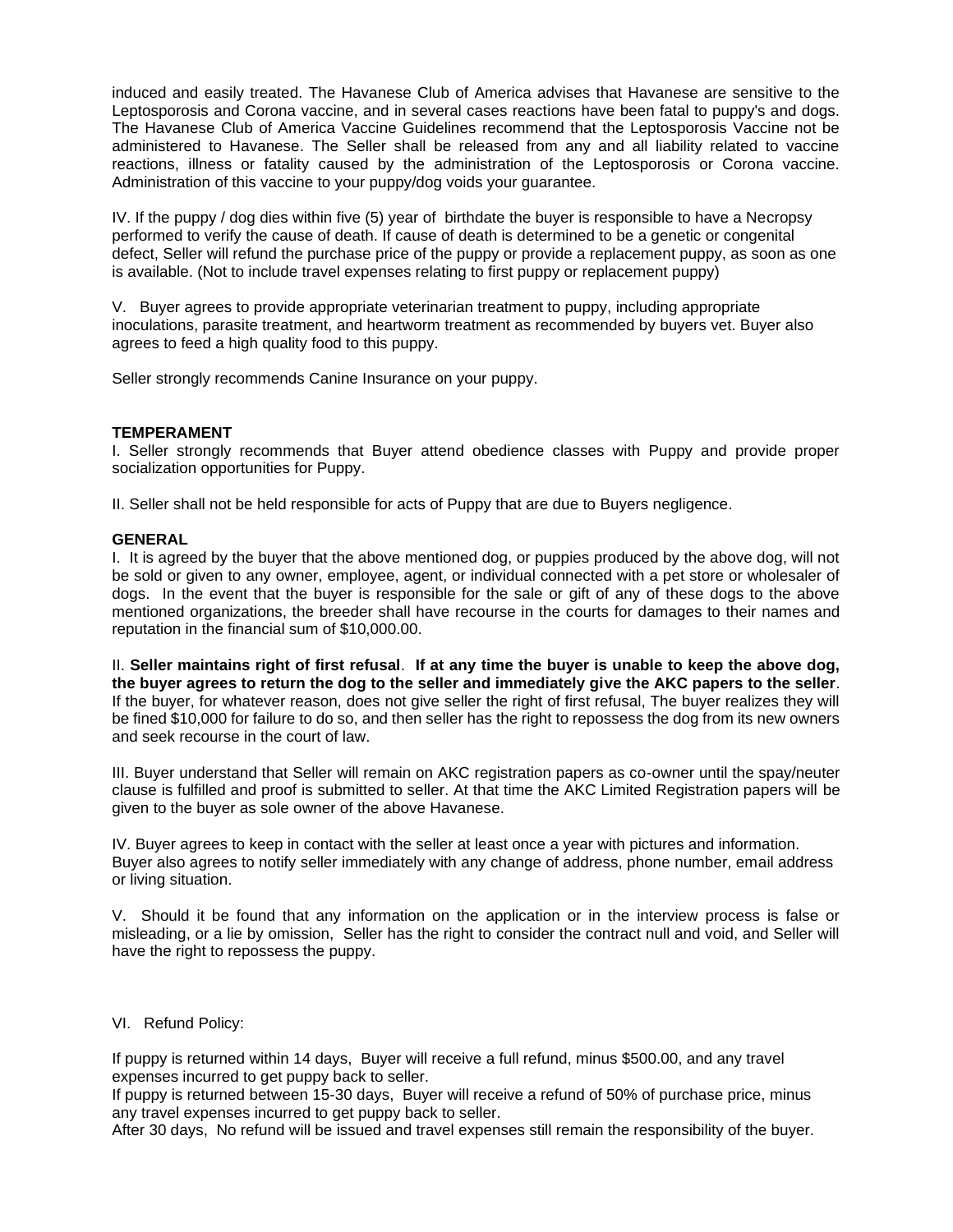induced and easily treated. The Havanese Club of America advises that Havanese are sensitive to the Leptosporosis and Corona vaccine, and in several cases reactions have been fatal to puppy's and dogs. The Havanese Club of America Vaccine Guidelines recommend that the Leptosporosis Vaccine not be administered to Havanese. The Seller shall be released from any and all liability related to vaccine reactions, illness or fatality caused by the administration of the Leptosporosis or Corona vaccine. Administration of this vaccine to your puppy/dog voids your guarantee.

IV. If the puppy / dog dies within five (5) year of birthdate the buyer is responsible to have a Necropsy performed to verify the cause of death. If cause of death is determined to be a genetic or congenital defect, Seller will refund the purchase price of the puppy or provide a replacement puppy, as soon as one is available. (Not to include travel expenses relating to first puppy or replacement puppy)

V. Buyer agrees to provide appropriate veterinarian treatment to puppy, including appropriate inoculations, parasite treatment, and heartworm treatment as recommended by buyers vet. Buyer also agrees to feed a high quality food to this puppy.

Seller strongly recommends Canine Insurance on your puppy.

**TEMPERAMENT**

I. Seller strongly recommends that Buyer attend obedience classes with Puppy and provide proper socialization opportunities for Puppy.

II. Seller shall not be held responsible for acts of Puppy that are due to Buyers negligence.

**GENERAL**

I. It is agreed by the buyer that the above mentioned dog, or puppies produced by the above dog, will not be sold or given to any owner, employee, agent, or individual connected with a pet store or wholesaler of dogs. In the event that the buyer is responsible for the sale or gift of any of these dogs to the above mentioned organizations, the breeder shall have recourse in the courts for damages to their names and reputation in the financial sum of $10,000.00.

II. **Seller maintains right of first refusal**. **If at any time the buyer is unable to keep the above dog, the buyer agrees to return the dog to the seller and immediately give the AKC papers to the seller**. If the buyer, for whatever reason, does not give seller the right of first refusal, The buyer realizes they will be fined $10,000 for failure to do so, and then seller has the right to repossess the dog from its new owners and seek recourse in the court of law.

III. Buyer understand that Seller will remain on AKC registration papers as co-owner until the spay/neuter clause is fulfilled and proof is submitted to seller. At that time the AKC Limited Registration papers will be given to the buyer as sole owner of the above Havanese.

IV. Buyer agrees to keep in contact with the seller at least once a year with pictures and information. Buyer also agrees to notify seller immediately with any change of address, phone number, email address or living situation.

V. Should it be found that any information on the application or in the interview process is false or misleading, or a lie by omission, Seller has the right to consider the contract null and void, and Seller will have the right to repossess the puppy.

VI. Refund Policy:

If puppy is returned within 14 days, Buyer will receive a full refund, minus $500.00, and any travel expenses incurred to get puppy back to seller.
If puppy is returned between 15-30 days, Buyer will receive a refund of 50% of purchase price, minus any travel expenses incurred to get puppy back to seller.
After 30 days, No refund will be issued and travel expenses still remain the responsibility of the buyer.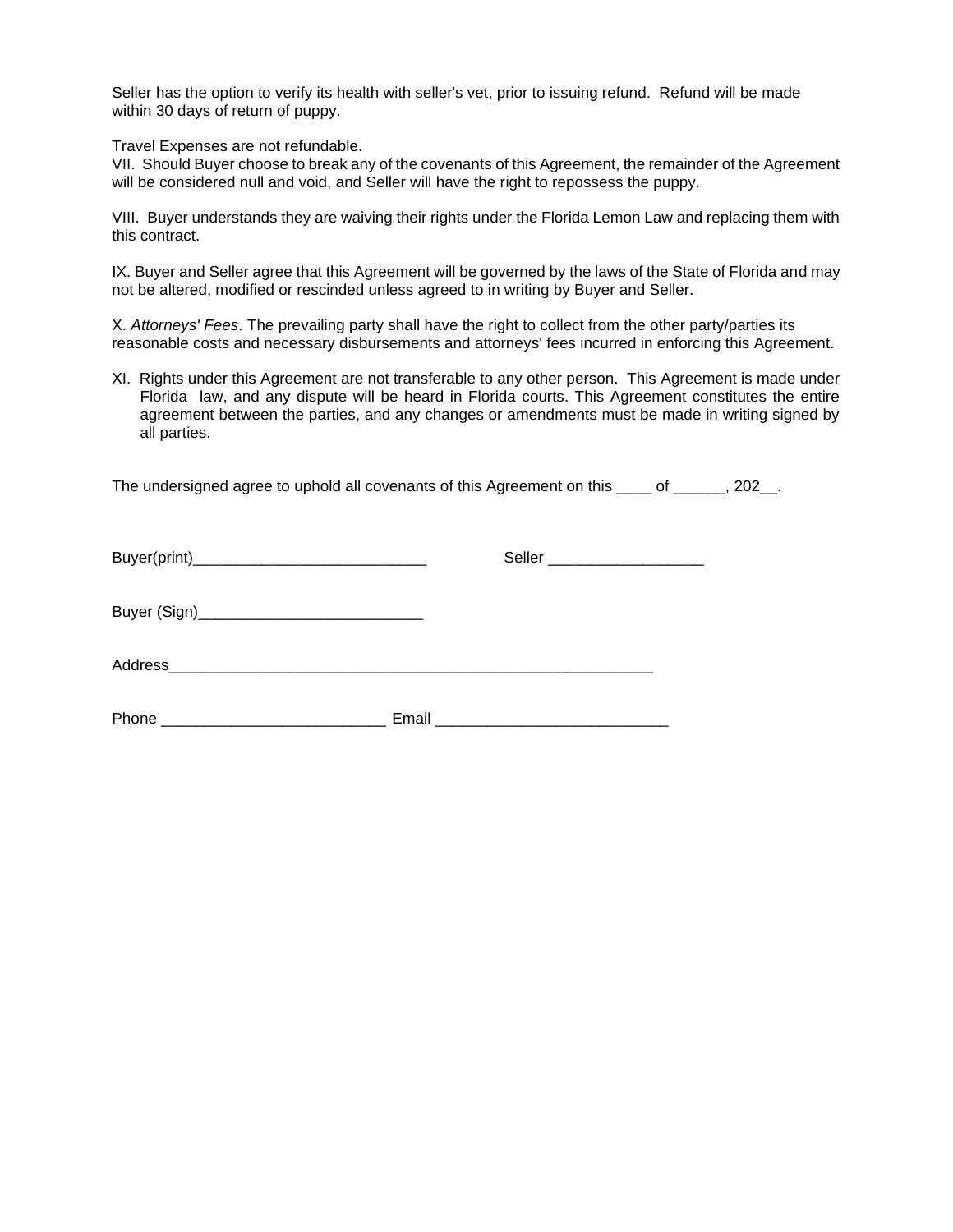Seller has the option to verify its health with seller's vet, prior to issuing refund. Refund will be made within 30 days of return of puppy.

Travel Expenses are not refundable.
VII. Should Buyer choose to break any of the covenants of this Agreement, the remainder of the Agreement will be considered null and void, and Seller will have the right to repossess the puppy.

VIII. Buyer understands they are waiving their rights under the Florida Lemon Law and replacing them with this contract.

IX. Buyer and Seller agree that this Agreement will be governed by the laws of the State of Florida and may not be altered, modified or rescinded unless agreed to in writing by Buyer and Seller.

X. *Attorneys' Fees*. The prevailing party shall have the right to collect from the other party/parties its reasonable costs and necessary disbursements and attorneys' fees incurred in enforcing this Agreement.

XI. Rights under this Agreement are not transferable to any other person. This Agreement is made under Florida law, and any dispute will be heard in Florida courts. This Agreement constitutes the entire agreement between the parties, and any changes or amendments must be made in writing signed by all parties.

The undersigned agree to uphold all covenants of this Agreement on this ____ of ______, 202__.

Buyer(print)___________________________ Seller __________________

Buyer (Sign)__________________________

Address__________________________________________________________

Phone _________________________ Email __________________________